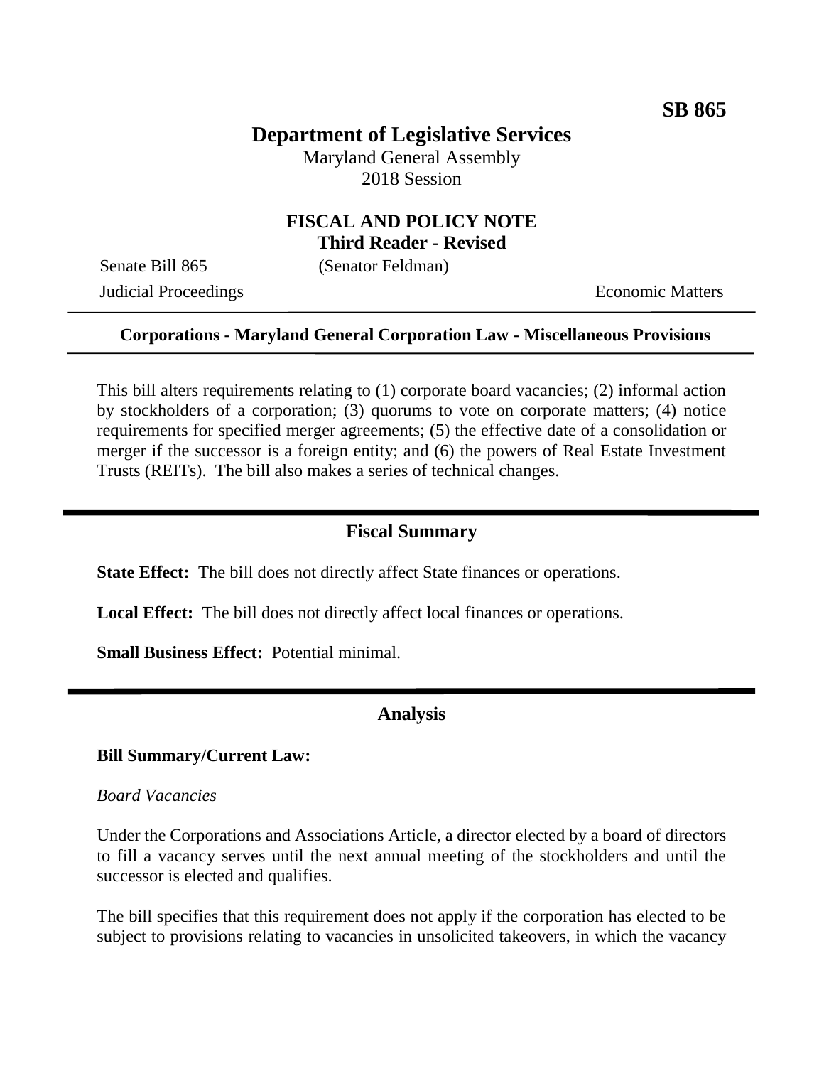**SB 865**

# Department of Legislative Services

Maryland General Assembly
2018 Session

## FISCAL AND POLICY NOTE
**Third Reader - Revised**

Senate Bill 865 (Senator Feldman)
Judicial Proceedings Economic Matters

**Corporations - Maryland General Corporation Law - Miscellaneous Provisions**

This bill alters requirements relating to (1) corporate board vacancies; (2) informal action by stockholders of a corporation; (3) quorums to vote on corporate matters; (4) notice requirements for specified merger agreements; (5) the effective date of a consolidation or merger if the successor is a foreign entity; and (6) the powers of Real Estate Investment Trusts (REITs). The bill also makes a series of technical changes.

## Fiscal Summary

**State Effect:** The bill does not directly affect State finances or operations.

**Local Effect:** The bill does not directly affect local finances or operations.

**Small Business Effect:** Potential minimal.

## Analysis

**Bill Summary/Current Law:**

*Board Vacancies*

Under the Corporations and Associations Article, a director elected by a board of directors to fill a vacancy serves until the next annual meeting of the stockholders and until the successor is elected and qualifies.

The bill specifies that this requirement does not apply if the corporation has elected to be subject to provisions relating to vacancies in unsolicited takeovers, in which the vacancy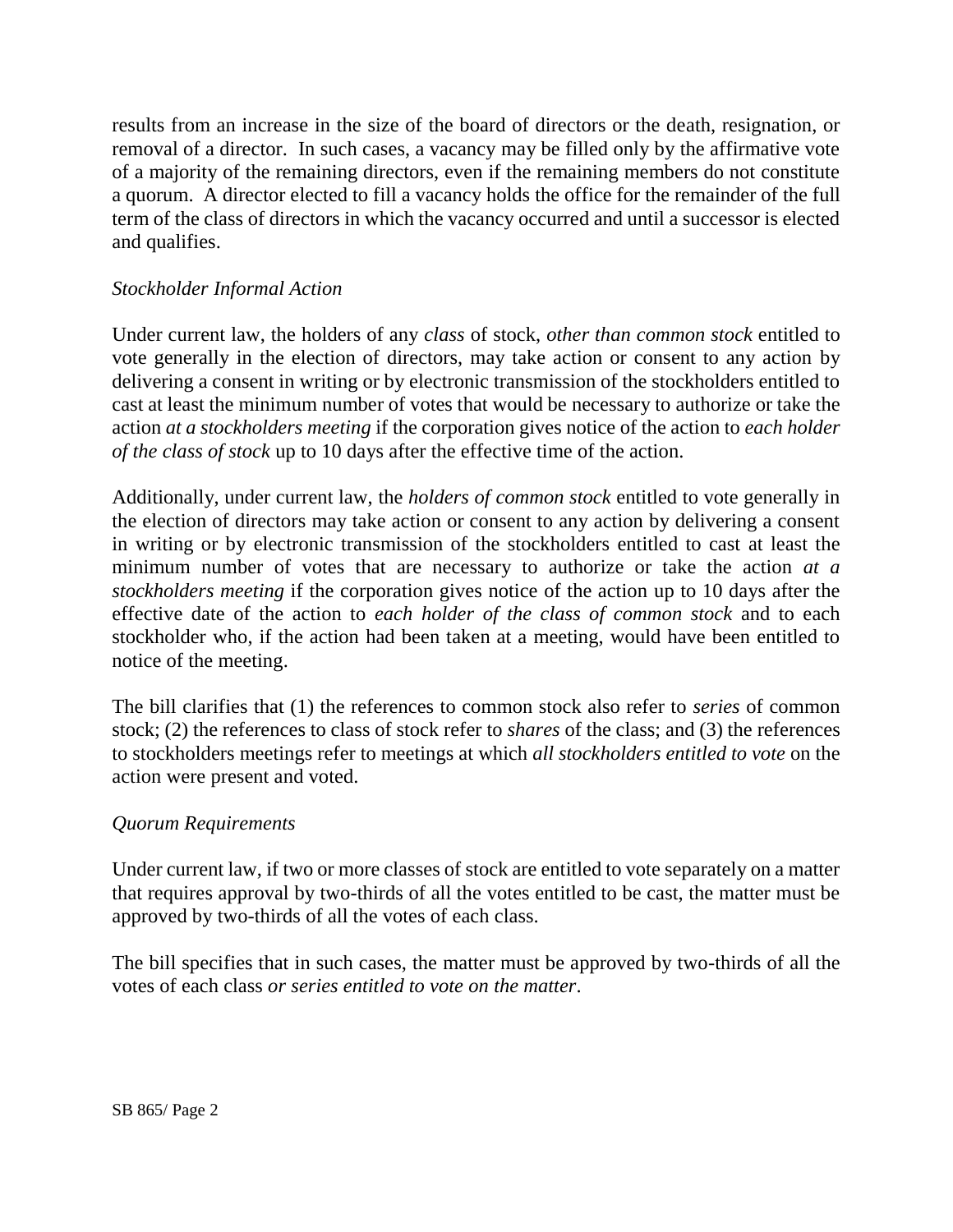results from an increase in the size of the board of directors or the death, resignation, or removal of a director. In such cases, a vacancy may be filled only by the affirmative vote of a majority of the remaining directors, even if the remaining members do not constitute a quorum. A director elected to fill a vacancy holds the office for the remainder of the full term of the class of directors in which the vacancy occurred and until a successor is elected and qualifies.

*Stockholder Informal Action*

Under current law, the holders of any *class* of stock, *other than common stock* entitled to vote generally in the election of directors, may take action or consent to any action by delivering a consent in writing or by electronic transmission of the stockholders entitled to cast at least the minimum number of votes that would be necessary to authorize or take the action *at a stockholders meeting* if the corporation gives notice of the action to *each holder of the class of stock* up to 10 days after the effective time of the action.

Additionally, under current law, the *holders of common stock* entitled to vote generally in the election of directors may take action or consent to any action by delivering a consent in writing or by electronic transmission of the stockholders entitled to cast at least the minimum number of votes that are necessary to authorize or take the action *at a stockholders meeting* if the corporation gives notice of the action up to 10 days after the effective date of the action to *each holder of the class of common stock* and to each stockholder who, if the action had been taken at a meeting, would have been entitled to notice of the meeting.

The bill clarifies that (1) the references to common stock also refer to *series* of common stock; (2) the references to class of stock refer to *shares* of the class; and (3) the references to stockholders meetings refer to meetings at which *all stockholders entitled to vote* on the action were present and voted.

*Quorum Requirements*

Under current law, if two or more classes of stock are entitled to vote separately on a matter that requires approval by two-thirds of all the votes entitled to be cast, the matter must be approved by two-thirds of all the votes of each class.

The bill specifies that in such cases, the matter must be approved by two-thirds of all the votes of each class *or series entitled to vote on the matter*.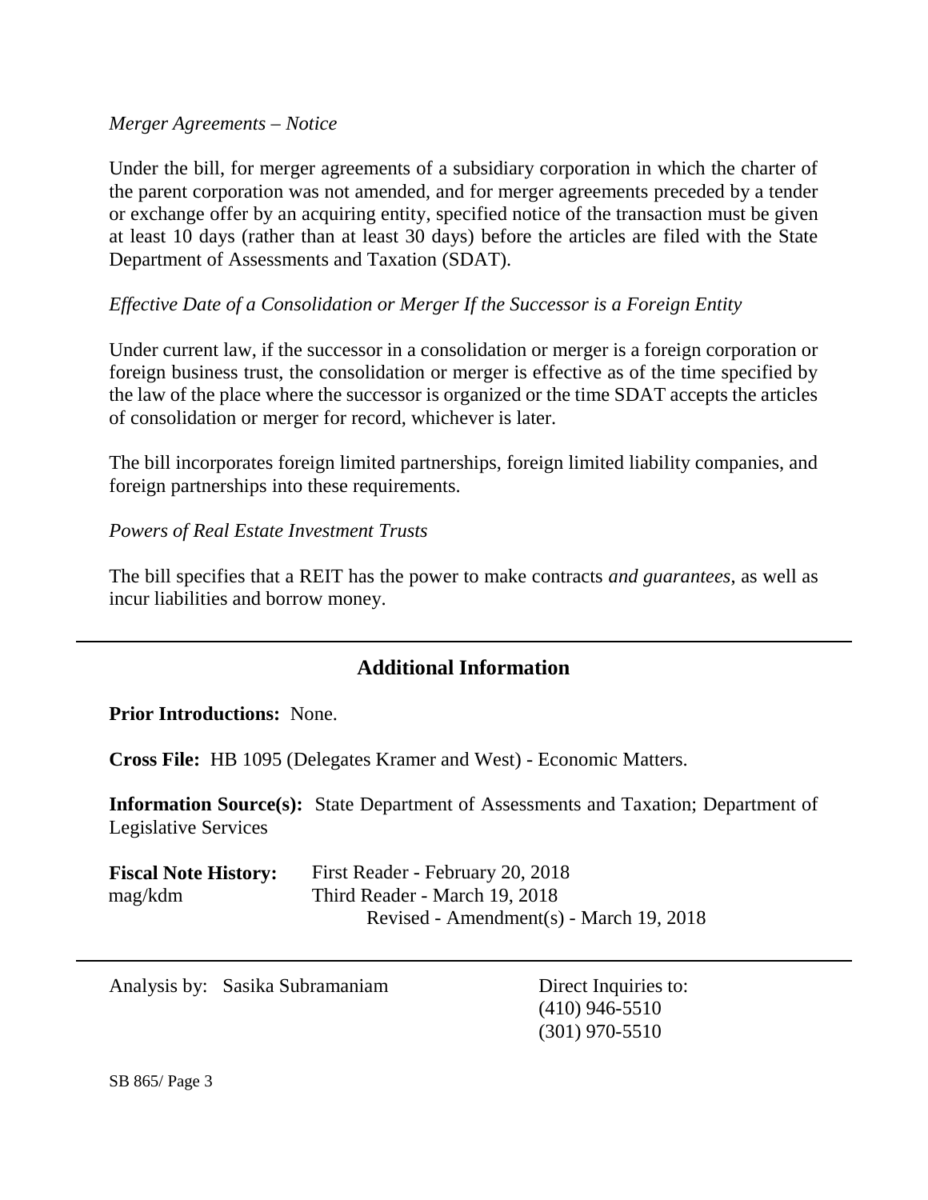*Merger Agreements – Notice*

Under the bill, for merger agreements of a subsidiary corporation in which the charter of the parent corporation was not amended, and for merger agreements preceded by a tender or exchange offer by an acquiring entity, specified notice of the transaction must be given at least 10 days (rather than at least 30 days) before the articles are filed with the State Department of Assessments and Taxation (SDAT).

*Effective Date of a Consolidation or Merger If the Successor is a Foreign Entity*

Under current law, if the successor in a consolidation or merger is a foreign corporation or foreign business trust, the consolidation or merger is effective as of the time specified by the law of the place where the successor is organized or the time SDAT accepts the articles of consolidation or merger for record, whichever is later.

The bill incorporates foreign limited partnerships, foreign limited liability companies, and foreign partnerships into these requirements.

*Powers of Real Estate Investment Trusts*

The bill specifies that a REIT has the power to make contracts *and guarantees*, as well as incur liabilities and borrow money.

---

## Additional Information

**Prior Introductions:** None.

**Cross File:** HB 1095 (Delegates Kramer and West) - Economic Matters.

**Information Source(s):** State Department of Assessments and Taxation; Department of Legislative Services

**Fiscal Note History:** First Reader - February 20, 2018
mag/kdm Third Reader - March 19, 2018
Revised - Amendment(s) - March 19, 2018

---

Analysis by: Sasika Subramaniam

Direct Inquiries to:
(410) 946-5510
(301) 970-5510